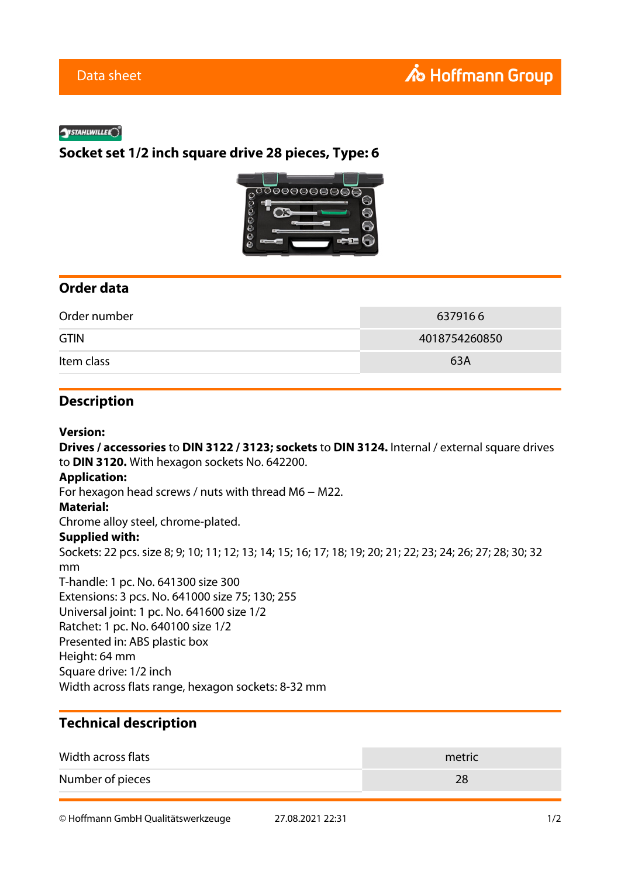Data sheet

Hoffmann Group

STAHLWILLE

# Socket set 1/2 inch square drive 28 pieces, Type: 6

## Order data

| | |
|---|---|
| Order number | 637916 6 |
| GTIN | 4018754260850 |
| Item class | 63A |

## Description

**Version:**
**Drives / accessories** to **DIN 3122 / 3123; sockets** to **DIN 3124.** Internal / external square drives to **DIN 3120.** With hexagon sockets No. 642200.
**Application:**
For hexagon head screws / nuts with thread M6 – M22.
**Material:**
Chrome alloy steel, chrome-plated.
**Supplied with:**
Sockets: 22 pcs. size 8; 9; 10; 11; 12; 13; 14; 15; 16; 17; 18; 19; 20; 21; 22; 23; 24; 26; 27; 28; 30; 32 mm
T-handle: 1 pc. No. 641300 size 300
Extensions: 3 pcs. No. 641000 size 75; 130; 255
Universal joint: 1 pc. No. 641600 size 1/2
Ratchet: 1 pc. No. 640100 size 1/2
Presented in: ABS plastic box
Height: 64 mm
Square drive: 1/2 inch
Width across flats range, hexagon sockets: 8-32 mm

## Technical description

| | |
|---|---|
| Width across flats | metric |
| Number of pieces | 28 |

© Hoffmann GmbH Qualitätswerkzeuge 27.08.2021 22:31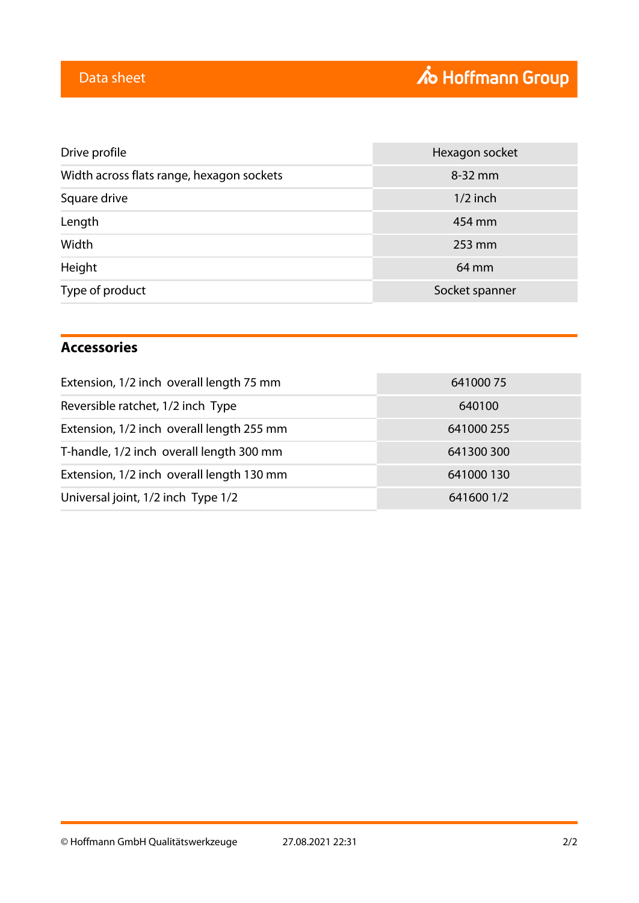| | |
|---|---|
| Drive profile | Hexagon socket |
| Width across flats range, hexagon sockets | 8-32 mm |
| Square drive | 1/2 inch |
| Length | 454 mm |
| Width | 253 mm |
| Height | 64 mm |
| Type of product | Socket spanner |

## Accessories

| | |
|---|---|
| Extension, 1/2 inch  overall length 75 mm | 641000 75 |
| Reversible ratchet, 1/2 inch  Type | 640100 |
| Extension, 1/2 inch  overall length 255 mm | 641000 255 |
| T-handle, 1/2 inch  overall length 300 mm | 641300 300 |
| Extension, 1/2 inch  overall length 130 mm | 641000 130 |
| Universal joint, 1/2 inch  Type 1/2 | 641600 1/2 |